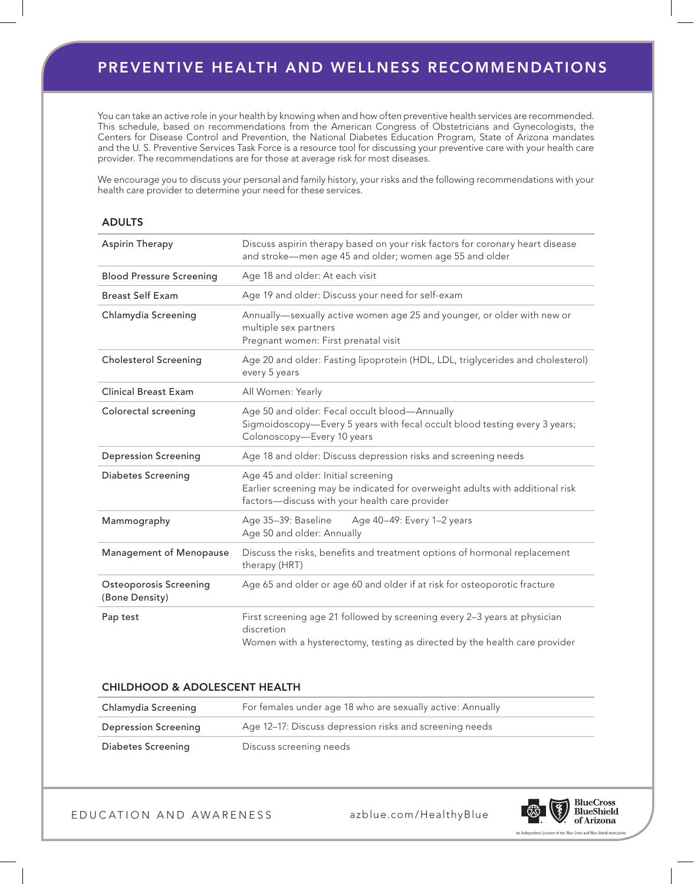# PREVENTIVE HEALTH AND WELLNESS RECOMMENDATIONS

You can take an active role in your health by knowing when and how often preventive health services are recommended. This schedule, based on recommendations from the American Congress of Obstetricians and Gynecologists, the Centers for Disease Control and Prevention, the National Diabetes Education Program, State of Arizona mandates and the U. S. Preventive Services Task Force is a resource tool for discussing your preventive care with your health care provider. The recommendations are for those at average risk for most diseases.

We encourage you to discuss your personal and family history, your risks and the following recommendations with your health care provider to determine your need for these services.

## ADULTS

| | |
|---|---|
| Aspirin Therapy | Discuss aspirin therapy based on your risk factors for coronary heart disease and stroke—men age 45 and older; women age 55 and older |
| Blood Pressure Screening | Age 18 and older: At each visit |
| Breast Self Exam | Age 19 and older: Discuss your need for self-exam |
| Chlamydia Screening | Annually—sexually active women age 25 and younger, or older with new or multiple sex partners<br>Pregnant women: First prenatal visit |
| Cholesterol Screening | Age 20 and older: Fasting lipoprotein (HDL, LDL, triglycerides and cholesterol) every 5 years |
| Clinical Breast Exam | All Women: Yearly |
| Colorectal screening | Age 50 and older: Fecal occult blood—Annually<br>Sigmoidoscopy—Every 5 years with fecal occult blood testing every 3 years;<br>Colonoscopy—Every 10 years |
| Depression Screening | Age 18 and older: Discuss depression risks and screening needs |
| Diabetes Screening | Age 45 and older: Initial screening<br>Earlier screening may be indicated for overweight adults with additional risk factors—discuss with your health care provider |
| Mammography | Age 35–39: Baseline Age 40–49: Every 1–2 years<br>Age 50 and older: Annually |
| Management of Menopause | Discuss the risks, benefits and treatment options of hormonal replacement therapy (HRT) |
| Osteoporosis Screening (Bone Density) | Age 65 and older or age 60 and older if at risk for osteoporotic fracture |
| Pap test | First screening age 21 followed by screening every 2–3 years at physician discretion<br>Women with a hysterectomy, testing as directed by the health care provider |

## CHILDHOOD & ADOLESCENT HEALTH

| | |
|---|---|
| Chlamydia Screening | For females under age 18 who are sexually active: Annually |
| Depression Screening | Age 12–17: Discuss depression risks and screening needs |
| Diabetes Screening | Discuss screening needs |

EDUCATION AND AWARENESS azblue.com/HealthyBlue

BlueCross BlueShield of Arizona

An Independent Licensee of the Blue Cross and Blue Shield Association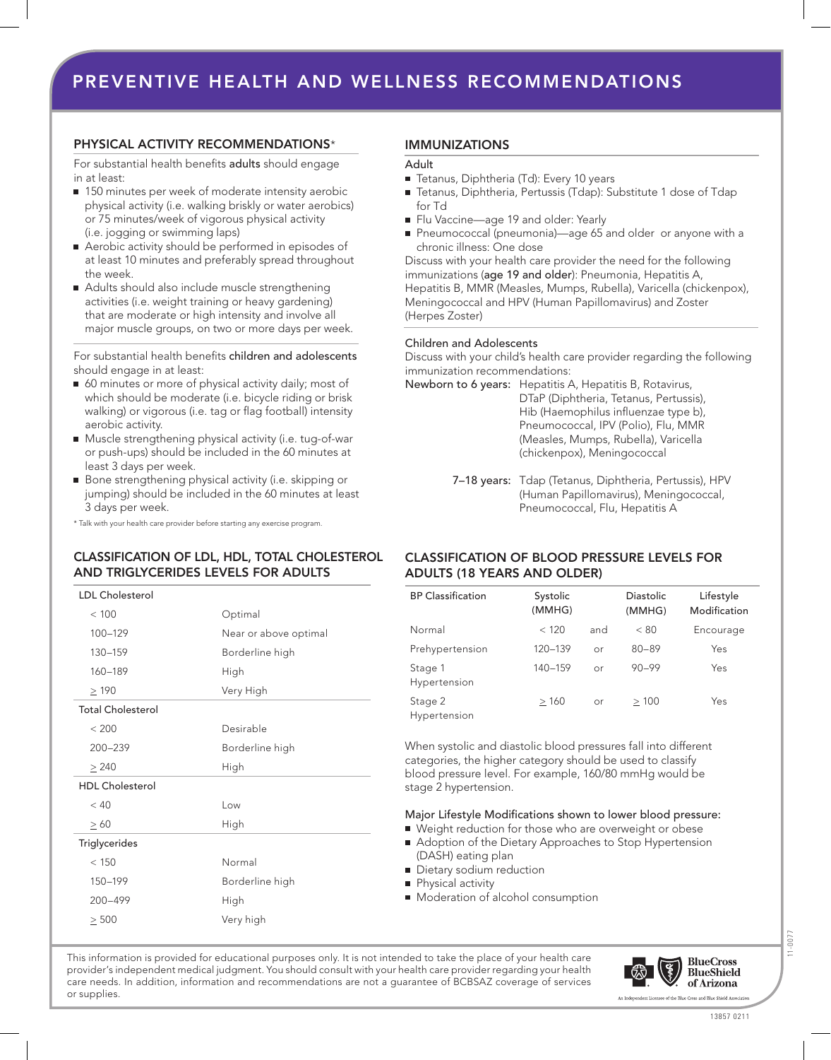# PREVENTIVE HEALTH AND WELLNESS RECOMMENDATIONS

## PHYSICAL ACTIVITY RECOMMENDATIONS*

For substantial health benefits **adults** should engage in at least:

- 150 minutes per week of moderate intensity aerobic physical activity (i.e. walking briskly or water aerobics) or 75 minutes/week of vigorous physical activity (i.e. jogging or swimming laps)
- Aerobic activity should be performed in episodes of at least 10 minutes and preferably spread throughout the week.
- Adults should also include muscle strengthening activities (i.e. weight training or heavy gardening) that are moderate or high intensity and involve all major muscle groups, on two or more days per week.

For substantial health benefits **children and adolescents** should engage in at least:

- 60 minutes or more of physical activity daily; most of which should be moderate (i.e. bicycle riding or brisk walking) or vigorous (i.e. tag or flag football) intensity aerobic activity.
- Muscle strengthening physical activity (i.e. tug-of-war or push-ups) should be included in the 60 minutes at least 3 days per week.
- Bone strengthening physical activity (i.e. skipping or jumping) should be included in the 60 minutes at least 3 days per week.

* Talk with your health care provider before starting any exercise program.

## IMMUNIZATIONS

### Adult

- Tetanus, Diphtheria (Td): Every 10 years
- Tetanus, Diphtheria, Pertussis (Tdap): Substitute 1 dose of Tdap for Td
- Flu Vaccine—age 19 and older: Yearly
- Pneumococcal (pneumonia)—age 65 and older or anyone with a chronic illness: One dose

Discuss with your health care provider the need for the following immunizations (**age 19 and older**): Pneumonia, Hepatitis A, Hepatitis B, MMR (Measles, Mumps, Rubella), Varicella (chickenpox), Meningococcal and HPV (Human Papillomavirus) and Zoster (Herpes Zoster)

### Children and Adolescents

Discuss with your child's health care provider regarding the following immunization recommendations:

**Newborn to 6 years:** Hepatitis A, Hepatitis B, Rotavirus, DTaP (Diphteria, Tetanus, Pertussis), Hib (Haemophilus influenzae type b), Pneumococcal, IPV (Polio), Flu, MMR (Measles, Mumps, Rubella), Varicella (chickenpox), Meningococcal

**7–18 years:** Tdap (Tetanus, Diphtheria, Pertussis), HPV (Human Papillomavirus), Meningococcal, Pneumococcal, Flu, Hepatitis A

## CLASSIFICATION OF LDL, HDL, TOTAL CHOLESTEROL AND TRIGLYCERIDES LEVELS FOR ADULTS

| | |
|---|---|
| **LDL Cholesterol** | |
| < 100 | Optimal |
| 100–129 | Near or above optimal |
| 130–159 | Borderline high |
| 160–189 | High |
| ≥ 190 | Very High |
| **Total Cholesterol** | |
| < 200 | Desirable |
| 200–239 | Borderline high |
| ≥ 240 | High |
| **HDL Cholesterol** | |
| < 40 | Low |
| ≥ 60 | High |
| **Triglycerides** | |
| < 150 | Normal |
| 150–199 | Borderline high |
| 200–499 | High |
| ≥ 500 | Very high |

## CLASSIFICATION OF BLOOD PRESSURE LEVELS FOR ADULTS (18 YEARS AND OLDER)

| BP Classification | Systolic (MMHG) | | Diastolic (MMHG) | Lifestyle Modification |
|---|---|---|---|---|
| Normal | < 120 | and | < 80 | Encourage |
| Prehypertension | 120–139 | or | 80–89 | Yes |
| Stage 1 Hypertension | 140–159 | or | 90–99 | Yes |
| Stage 2 Hypertension | ≥ 160 | or | ≥ 100 | Yes |

When systolic and diastolic blood pressures fall into different categories, the higher category should be used to classify blood pressure level. For example, 160/80 mmHg would be stage 2 hypertension.

Major Lifestyle Modifications shown to lower blood pressure:

- Weight reduction for those who are overweight or obese
- Adoption of the Dietary Approaches to Stop Hypertension (DASH) eating plan
- Dietary sodium reduction
- Physical activity
- Moderation of alcohol consumption

This information is provided for educational purposes only. It is not intended to take the place of your health care provider's independent medical judgment. You should consult with your health care provider regarding your health care needs. In addition, information and recommendations are not a guarantee of BCBSAZ coverage of services or supplies.

BlueCross BlueShield of Arizona

An Independent Licensee of the Blue Cross and Blue Shield Association

11-0077

13857 0211